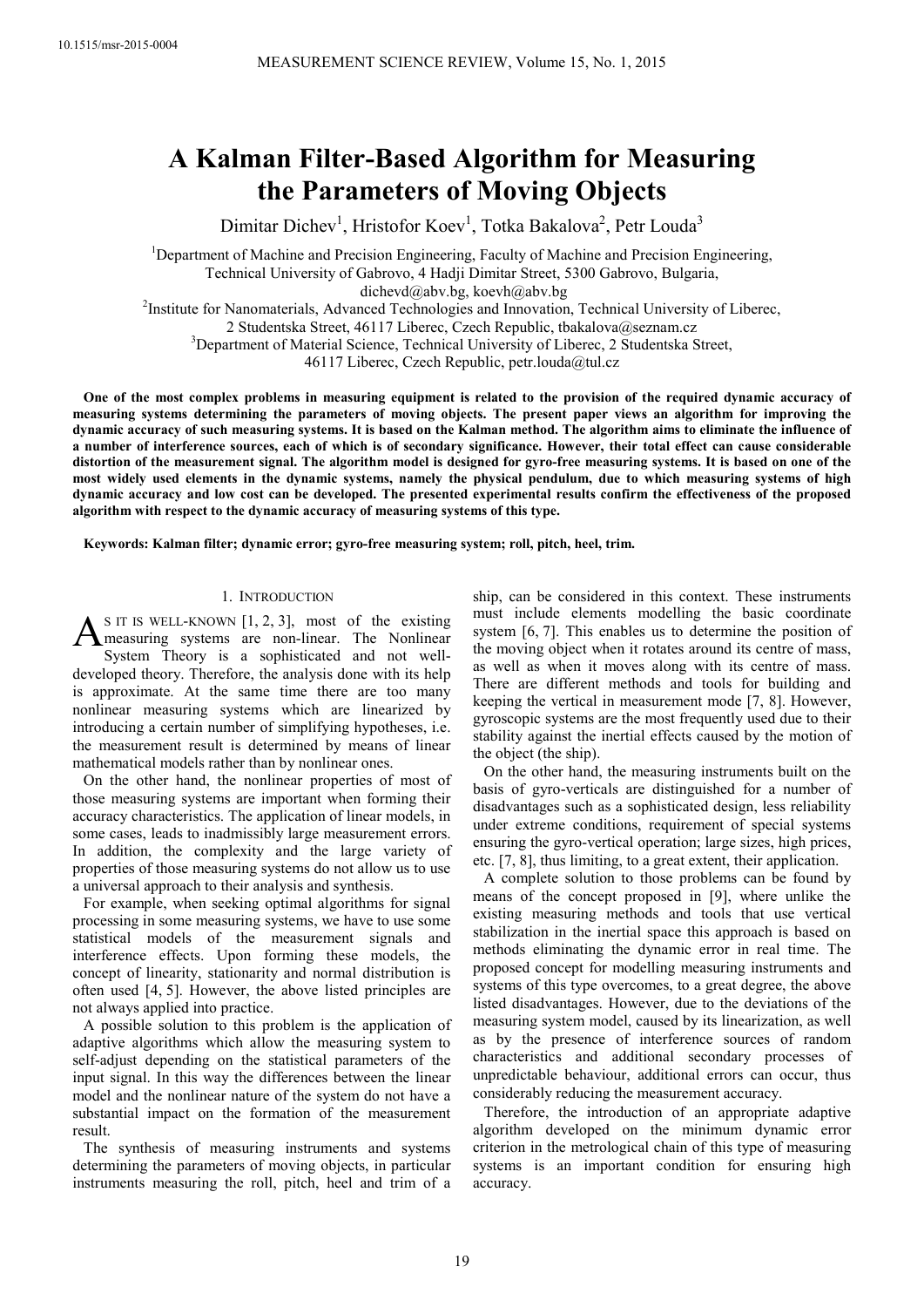# A Kalman Filter-Based Algorithm for Measuring the Parameters of Moving Objects

Dimitar Dichev[1], Hristofor Koev[1], Totka Bakalova[2], Petr Louda[3]

[1]Department of Machine and Precision Engineering, Faculty of Machine and Precision Engineering, Technical University of Gabrovo, 4 Hadji Dimitar Street, 5300 Gabrovo, Bulgaria, dichevd@abv.bg, koevh@abv.bg

[2]Institute for Nanomaterials, Advanced Technologies and Innovation, Technical University of Liberec, 2 Studentska Street, 46117 Liberec, Czech Republic, tbakalova@seznam.cz

[3]Department of Material Science, Technical University of Liberec, 2 Studentska Street, 46117 Liberec, Czech Republic, petr.louda@tul.cz

**One of the most complex problems in measuring equipment is related to the provision of the required dynamic accuracy of measuring systems determining the parameters of moving objects. The present paper views an algorithm for improving the dynamic accuracy of such measuring systems. It is based on the Kalman method. The algorithm aims to eliminate the influence of a number of interference sources, each of which is of secondary significance. However, their total effect can cause considerable distortion of the measurement signal. The algorithm model is designed for gyro-free measuring systems. It is based on one of the most widely used elements in the dynamic systems, namely the physical pendulum, due to which measuring systems of high dynamic accuracy and low cost can be developed. The presented experimental results confirm the effectiveness of the proposed algorithm with respect to the dynamic accuracy of measuring systems of this type.**

**Keywords: Kalman filter; dynamic error; gyro-free measuring system; roll, pitch, heel, trim.**

## 1. Introduction

As it is well-known [1, 2, 3], most of the existing measuring systems are non-linear. The Nonlinear System Theory is a sophisticated and not well-developed theory. Therefore, the analysis done with its help is approximate. At the same time there are too many nonlinear measuring systems which are linearized by introducing a certain number of simplifying hypotheses, i.e. the measurement result is determined by means of linear mathematical models rather than by nonlinear ones.

On the other hand, the nonlinear properties of most of those measuring systems are important when forming their accuracy characteristics. The application of linear models, in some cases, leads to inadmissibly large measurement errors. In addition, the complexity and the large variety of properties of those measuring systems do not allow us to use a universal approach to their analysis and synthesis.

For example, when seeking optimal algorithms for signal processing in some measuring systems, we have to use some statistical models of the measurement signals and interference effects. Upon forming these models, the concept of linearity, stationarity and normal distribution is often used [4, 5]. However, the above listed principles are not always applied into practice.

A possible solution to this problem is the application of adaptive algorithms which allow the measuring system to self-adjust depending on the statistical parameters of the input signal. In this way the differences between the linear model and the nonlinear nature of the system do not have a substantial impact on the formation of the measurement result.

The synthesis of measuring instruments and systems determining the parameters of moving objects, in particular instruments measuring the roll, pitch, heel and trim of a ship, can be considered in this context. These instruments must include elements modelling the basic coordinate system [6, 7]. This enables us to determine the position of the moving object when it rotates around its centre of mass, as well as when it moves along with its centre of mass. There are different methods and tools for building and keeping the vertical in measurement mode [7, 8]. However, gyroscopic systems are the most frequently used due to their stability against the inertial effects caused by the motion of the object (the ship).

On the other hand, the measuring instruments built on the basis of gyro-verticals are distinguished for a number of disadvantages such as a sophisticated design, less reliability under extreme conditions, requirement of special systems ensuring the gyro-vertical operation; large sizes, high prices, etc. [7, 8], thus limiting, to a great extent, their application.

A complete solution to those problems can be found by means of the concept proposed in [9], where unlike the existing measuring methods and tools that use vertical stabilization in the inertial space this approach is based on methods eliminating the dynamic error in real time. The proposed concept for modelling measuring instruments and systems of this type overcomes, to a great degree, the above listed disadvantages. However, due to the deviations of the measuring system model, caused by its linearization, as well as by the presence of interference sources of random characteristics and additional secondary processes of unpredictable behaviour, additional errors can occur, thus considerably reducing the measurement accuracy.

Therefore, the introduction of an appropriate adaptive algorithm developed on the minimum dynamic error criterion in the metrological chain of this type of measuring systems is an important condition for ensuring high accuracy.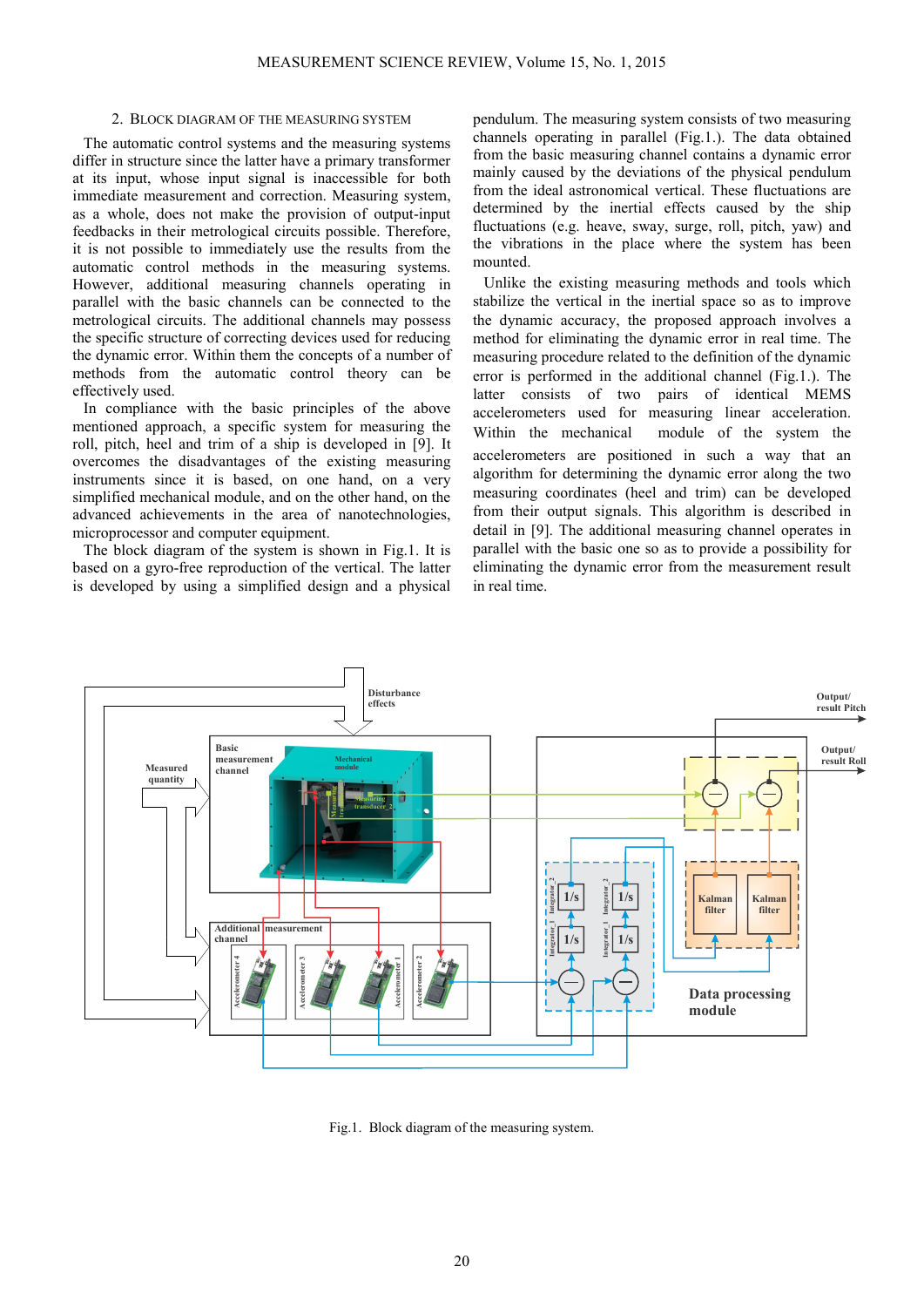## 2. BLOCK DIAGRAM OF THE MEASURING SYSTEM

The automatic control systems and the measuring systems differ in structure since the latter have a primary transformer at its input, whose input signal is inaccessible for both immediate measurement and correction. Measuring system, as a whole, does not make the provision of output-input feedbacks in their metrological circuits possible. Therefore, it is not possible to immediately use the results from the automatic control methods in the measuring systems. However, additional measuring channels operating in parallel with the basic channels can be connected to the metrological circuits. The additional channels may possess the specific structure of correcting devices used for reducing the dynamic error. Within them the concepts of a number of methods from the automatic control theory can be effectively used.

In compliance with the basic principles of the above mentioned approach, a specific system for measuring the roll, pitch, heel and trim of a ship is developed in [9]. It overcomes the disadvantages of the existing measuring instruments since it is based, on one hand, on a very simplified mechanical module, and on the other hand, on the advanced achievements in the area of nanotechnologies, microprocessor and computer equipment.

The block diagram of the system is shown in Fig.1. It is based on a gyro-free reproduction of the vertical. The latter is developed by using a simplified design and a physical pendulum. The measuring system consists of two measuring channels operating in parallel (Fig.1.). The data obtained from the basic measuring channel contains a dynamic error mainly caused by the deviations of the physical pendulum from the ideal astronomical vertical. These fluctuations are determined by the inertial effects caused by the ship fluctuations (e.g. heave, sway, surge, roll, pitch, yaw) and the vibrations in the place where the system has been mounted.

Unlike the existing measuring methods and tools which stabilize the vertical in the inertial space so as to improve the dynamic accuracy, the proposed approach involves a method for eliminating the dynamic error in real time. The measuring procedure related to the definition of the dynamic error is performed in the additional channel (Fig.1.). The latter consists of two pairs of identical MEMS accelerometers used for measuring linear acceleration. Within the mechanical module of the system the accelerometers are positioned in such a way that an algorithm for determining the dynamic error along the two measuring coordinates (heel and trim) can be developed from their output signals. This algorithm is described in detail in [9]. The additional measuring channel operates in parallel with the basic one so as to provide a possibility for eliminating the dynamic error from the measurement result in real time.

Disturbance effects
Output/ result Pitch
Output/ result Roll
Basic measurement channel
Mechanical module
Measured quantity
Measuring transducer_2
Measuring transducer_1
Additional measurement channel
Accelerometer 4
Accelerometer 3
Accelerometer 1
Accelerometer 2
Integrator_2
Integrator_1
1/s
Kalman filter
Kalman filter
Data processing module

Fig.1. Block diagram of the measuring system.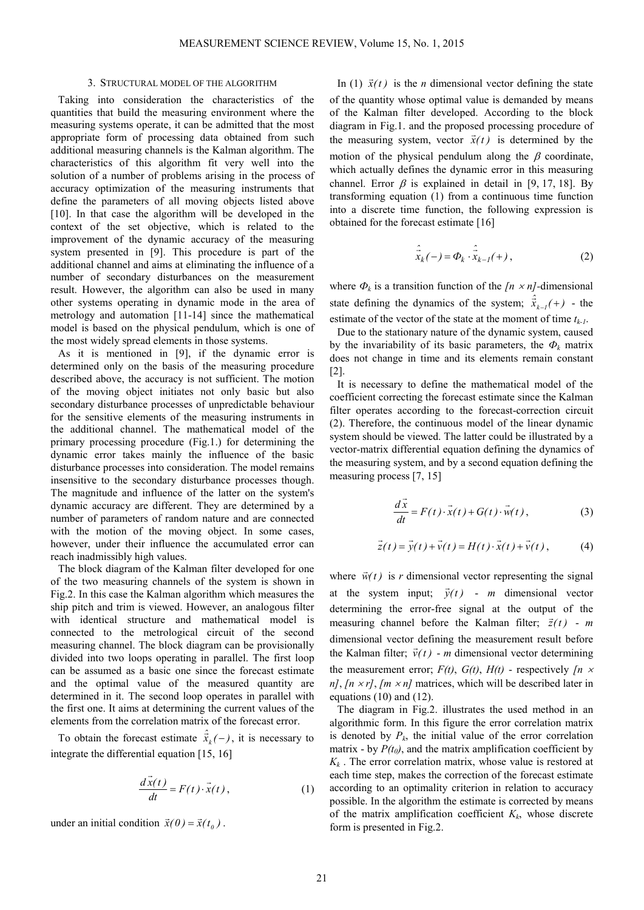## 3. STRUCTURAL MODEL OF THE ALGORITHM

Taking into consideration the characteristics of the quantities that build the measuring environment where the measuring systems operate, it can be admitted that the most appropriate form of processing data obtained from such additional measuring channels is the Kalman algorithm. The characteristics of this algorithm fit very well into the solution of a number of problems arising in the process of accuracy optimization of the measuring instruments that define the parameters of all moving objects listed above [10]. In that case the algorithm will be developed in the context of the set objective, which is related to the improvement of the dynamic accuracy of the measuring system presented in [9]. This procedure is part of the additional channel and aims at eliminating the influence of a number of secondary disturbances on the measurement result. However, the algorithm can also be used in many other systems operating in dynamic mode in the area of metrology and automation [11-14] since the mathematical model is based on the physical pendulum, which is one of the most widely spread elements in those systems.

As it is mentioned in [9], if the dynamic error is determined only on the basis of the measuring procedure described above, the accuracy is not sufficient. The motion of the moving object initiates not only basic but also secondary disturbance processes of unpredictable behaviour for the sensitive elements of the measuring instruments in the additional channel. The mathematical model of the primary processing procedure (Fig.1.) for determining the dynamic error takes mainly the influence of the basic disturbance processes into consideration. The model remains insensitive to the secondary disturbance processes though. The magnitude and influence of the latter on the system's dynamic accuracy are different. They are determined by a number of parameters of random nature and are connected with the motion of the moving object. In some cases, however, under their influence the accumulated error can reach inadmissibly high values.

The block diagram of the Kalman filter developed for one of the two measuring channels of the system is shown in Fig.2. In this case the Kalman algorithm which measures the ship pitch and trim is viewed. However, an analogous filter with identical structure and mathematical model is connected to the metrological circuit of the second measuring channel. The block diagram can be provisionally divided into two loops operating in parallel. The first loop can be assumed as a basic one since the forecast estimate and the optimal value of the measured quantity are determined in it. The second loop operates in parallel with the first one. It aims at determining the current values of the elements from the correlation matrix of the forecast error.

To obtain the forecast estimate $\hat{\vec{x}}_k(-)$, it is necessary to integrate the differential equation [15, 16]

$$\frac{d\vec{x}(t)}{dt} = F(t) \cdot \vec{x}(t), \tag{1}$$

under an initial condition $\vec{x}(0) = \vec{x}(t_0)$.

In (1) $\vec{x}(t)$ is the $n$ dimensional vector defining the state of the quantity whose optimal value is demanded by means of the Kalman filter developed. According to the block diagram in Fig.1. and the proposed processing procedure of the measuring system, vector $\vec{x}(t)$ is determined by the motion of the physical pendulum along the $\beta$ coordinate, which actually defines the dynamic error in this measuring channel. Error $\beta$ is explained in detail in [9, 17, 18]. By transforming equation (1) from a continuous time function into a discrete time function, the following expression is obtained for the forecast estimate [16]

$$\hat{\vec{x}}_k(-) = \Phi_k \cdot \hat{\vec{x}}_{k-1}(+), \tag{2}$$

where $\Phi_k$ is a transition function of the $[n \times n]$-dimensional state defining the dynamics of the system; $\hat{\vec{x}}_{k-1}(+)$ - the estimate of the vector of the state at the moment of time $t_{k-1}$.

Due to the stationary nature of the dynamic system, caused by the invariability of its basic parameters, the $\Phi_k$ matrix does not change in time and its elements remain constant [2].

It is necessary to define the mathematical model of the coefficient correcting the forecast estimate since the Kalman filter operates according to the forecast-correction circuit (2). Therefore, the continuous model of the linear dynamic system should be viewed. The latter could be illustrated by a vector-matrix differential equation defining the dynamics of the measuring system, and by a second equation defining the measuring process [7, 15]

$$\frac{d\vec{x}}{dt} = F(t) \cdot \vec{x}(t) + G(t) \cdot \vec{w}(t), \tag{3}$$

$$\vec{z}(t) = \vec{y}(t) + \vec{v}(t) = H(t) \cdot \vec{x}(t) + \vec{v}(t), \tag{4}$$

where $\vec{w}(t)$ is $r$ dimensional vector representing the signal at the system input; $\vec{y}(t)$ - $m$ dimensional vector determining the error-free signal at the output of the measuring channel before the Kalman filter; $\vec{z}(t)$ - $m$ dimensional vector defining the measurement result before the Kalman filter; $\vec{v}(t)$ - $m$ dimensional vector determining the measurement error; $F(t)$, $G(t)$, $H(t)$ - respectively $[n \times n]$, $[n \times r]$, $[m \times n]$ matrices, which will be described later in equations (10) and (12).

The diagram in Fig.2. illustrates the used method in an algorithmic form. In this figure the error correlation matrix is denoted by $P_k$, the initial value of the error correlation matrix - by $P(t_0)$, and the matrix amplification coefficient by $K_k$. The error correlation matrix, whose value is restored at each time step, makes the correction of the forecast estimate according to an optimality criterion in relation to accuracy possible. In the algorithm the estimate is corrected by means of the matrix amplification coefficient $K_k$, whose discrete form is presented in Fig.2.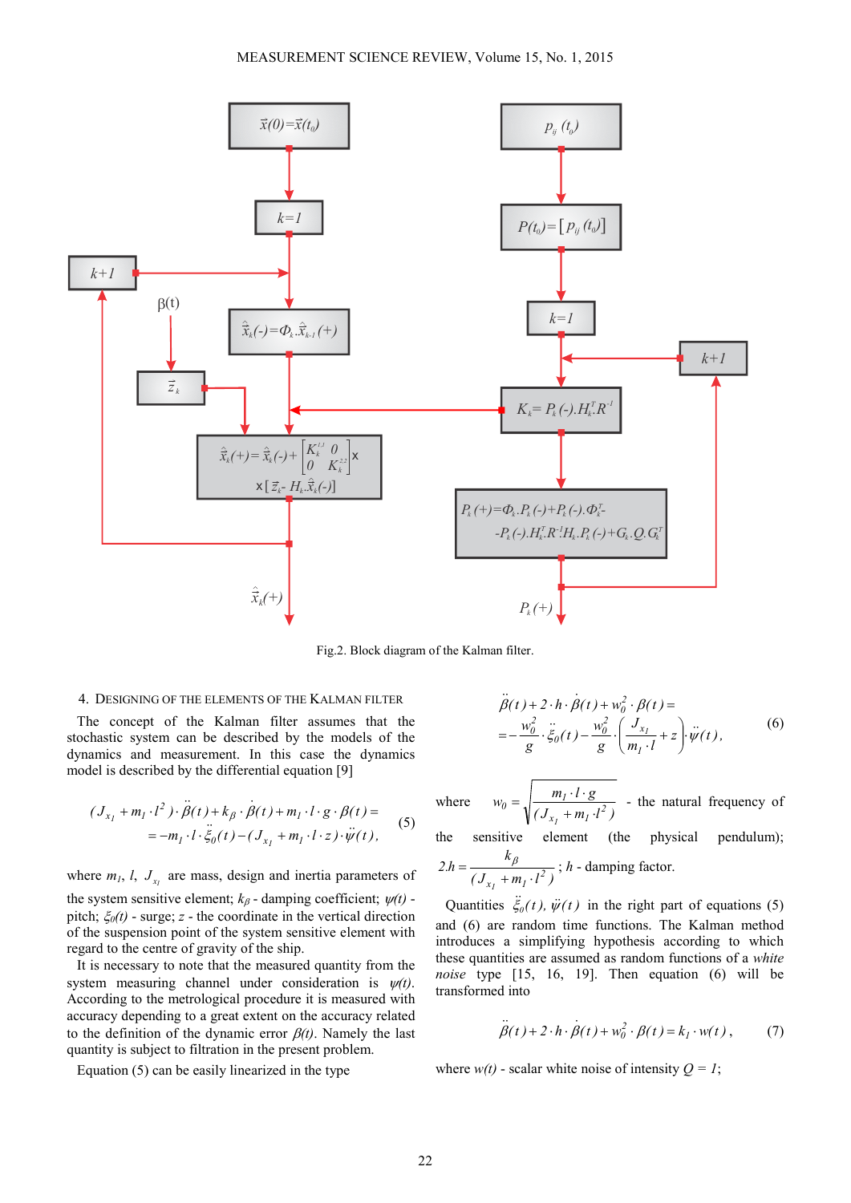Fig.2. Block diagram of the Kalman filter.

## 4. Designing of the elements of the Kalman filter

The concept of the Kalman filter assumes that the stochastic system can be described by the models of the dynamics and measurement. In this case the dynamics model is described by the differential equation [9]

$$(J_{x_1}+m_1\cdot l^2)\cdot\ddot{\beta}(t)+k_\beta\cdot\dot{\beta}(t)+m_1\cdot l\cdot g\cdot\beta(t)= \\ =-m_1\cdot l\cdot\ddot{\xi}_0(t)-(J_{x_1}+m_1\cdot l\cdot z)\cdot\ddot{\psi}(t), \tag{5}$$

where $m_1$, $l$, $J_{x_1}$ are mass, design and inertia parameters of the system sensitive element; $k_\beta$ - damping coefficient; $\psi(t)$ - pitch; $\xi_0(t)$ - surge; $z$ - the coordinate in the vertical direction of the suspension point of the system sensitive element with regard to the centre of gravity of the ship.

It is necessary to note that the measured quantity from the system measuring channel under consideration is $\psi(t)$. According to the metrological procedure it is measured with accuracy depending to a great extent on the accuracy related to the definition of the dynamic error $\beta(t)$. Namely the last quantity is subject to filtration in the present problem.

Equation (5) can be easily linearized in the type

$$\ddot{\beta}(t)+2\cdot h\cdot\dot{\beta}(t)+w_0^2\cdot\beta(t)= \\ =-\frac{w_0^2}{g}\cdot\ddot{\xi}_0(t)-\frac{w_0^2}{g}\cdot\left(\frac{J_{x_1}}{m_1\cdot l}+z\right)\cdot\ddot{\psi}(t), \tag{6}$$

where $w_0=\sqrt{\dfrac{m_1\cdot l\cdot g}{(J_{x_1}+m_1\cdot l^2)}}$ - the natural frequency of the sensitive element (the physical pendulum); $2.h=\dfrac{k_\beta}{(J_{x_1}+m_1\cdot l^2)}$; $h$ - damping factor.

Quantities $\ddot{\xi}_0(t)$, $\ddot{\psi}(t)$ in the right part of equations (5) and (6) are random time functions. The Kalman method introduces a simplifying hypothesis according to which these quantities are assumed as random functions of a *white noise* type [15, 16, 19]. Then equation (6) will be transformed into

$$\ddot{\beta}(t)+2\cdot h\cdot\dot{\beta}(t)+w_0^2\cdot\beta(t)=k_1\cdot w(t), \tag{7}$$

where $w(t)$ - scalar white noise of intensity $Q = 1$;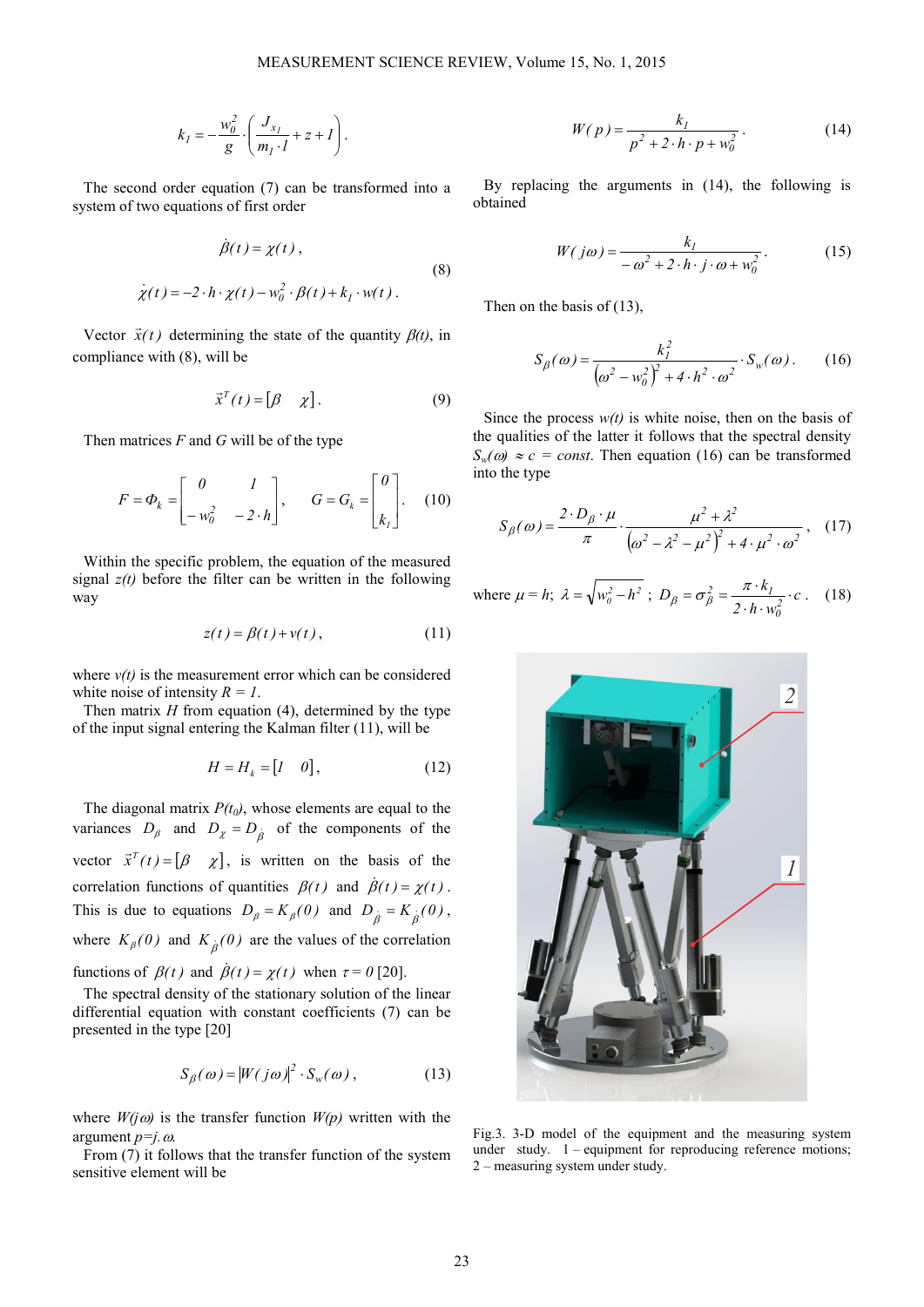$$k_1 = -\frac{w_0^2}{g} \cdot \left( \frac{J_{x_1}}{m_1 \cdot l} + z + 1 \right).$$

The second order equation (7) can be transformed into a system of two equations of first order

$$\dot{\beta}(t) = \chi(t),$$
$$\dot{\chi}(t) = -2 \cdot h \cdot \chi(t) - w_0^2 \cdot \beta(t) + k_1 \cdot w(t). \tag{8}$$

Vector $\vec{x}(t)$ determining the state of the quantity $\beta(t)$, in compliance with (8), will be

$$\vec{x}^T(t) = [\beta \quad \chi]. \tag{9}$$

Then matrices $F$ and $G$ will be of the type

$$F = \Phi_k = \begin{bmatrix} 0 & 1 \\ -w_0^2 & -2 \cdot h \end{bmatrix}, \qquad G = G_k = \begin{bmatrix} 0 \\ k_1 \end{bmatrix}. \tag{10}$$

Within the specific problem, the equation of the measured signal $z(t)$ before the filter can be written in the following way

$$z(t) = \beta(t) + v(t), \tag{11}$$

where $v(t)$ is the measurement error which can be considered white noise of intensity $R = 1$.

Then matrix $H$ from equation (4), determined by the type of the input signal entering the Kalman filter (11), will be

$$H = H_k = [1 \quad 0], \tag{12}$$

The diagonal matrix $P(t_0)$, whose elements are equal to the variances $D_\beta$ and $D_\chi = D_{\dot{\beta}}$ of the components of the vector $\vec{x}^T(t) = [\beta \quad \chi]$, is written on the basis of the correlation functions of quantities $\beta(t)$ and $\dot{\beta}(t) = \chi(t)$. This is due to equations $D_\beta = K_\beta(0)$ and $D_{\dot{\beta}} = K_{\dot{\beta}}(0)$, where $K_\beta(0)$ and $K_{\dot{\beta}}(0)$ are the values of the correlation functions of $\beta(t)$ and $\dot{\beta}(t) = \chi(t)$ when $\tau = 0$ [20].

The spectral density of the stationary solution of the linear differential equation with constant coefficients (7) can be presented in the type [20]

$$S_\beta(\omega) = |W(j\omega)|^2 \cdot S_w(\omega), \tag{13}$$

where $W(j\omega)$ is the transfer function $W(p)$ written with the argument $p = j.\omega$.

From (7) it follows that the transfer function of the system sensitive element will be

$$W(p) = \frac{k_1}{p^2 + 2 \cdot h \cdot p + w_0^2}. \tag{14}$$

By replacing the arguments in (14), the following is obtained

$$W(j\omega) = \frac{k_1}{-\omega^2 + 2 \cdot h \cdot j \cdot \omega + w_0^2}. \tag{15}$$

Then on the basis of (13),

$$S_\beta(\omega) = \frac{k_1^2}{\left(\omega^2 - w_0^2\right)^2 + 4 \cdot h^2 \cdot \omega^2} \cdot S_w(\omega). \tag{16}$$

Since the process $w(t)$ is white noise, then on the basis of the qualities of the latter it follows that the spectral density $S_w(\omega) \approx c = const$. Then equation (16) can be transformed into the type

$$S_\beta(\omega) = \frac{2 \cdot D_\beta \cdot \mu}{\pi} \cdot \frac{\mu^2 + \lambda^2}{\left(\omega^2 - \lambda^2 - \mu^2\right)^2 + 4 \cdot \mu^2 \cdot \omega^2}, \tag{17}$$

where $\mu = h$; $\lambda = \sqrt{w_0^2 - h^2}$; $D_\beta = \sigma_\beta^2 = \dfrac{\pi \cdot k_1}{2 \cdot h \cdot w_0^2} \cdot c$. (18)

Fig.3. 3-D model of the equipment and the measuring system under study. 1 – equipment for reproducing reference motions; 2 – measuring system under study.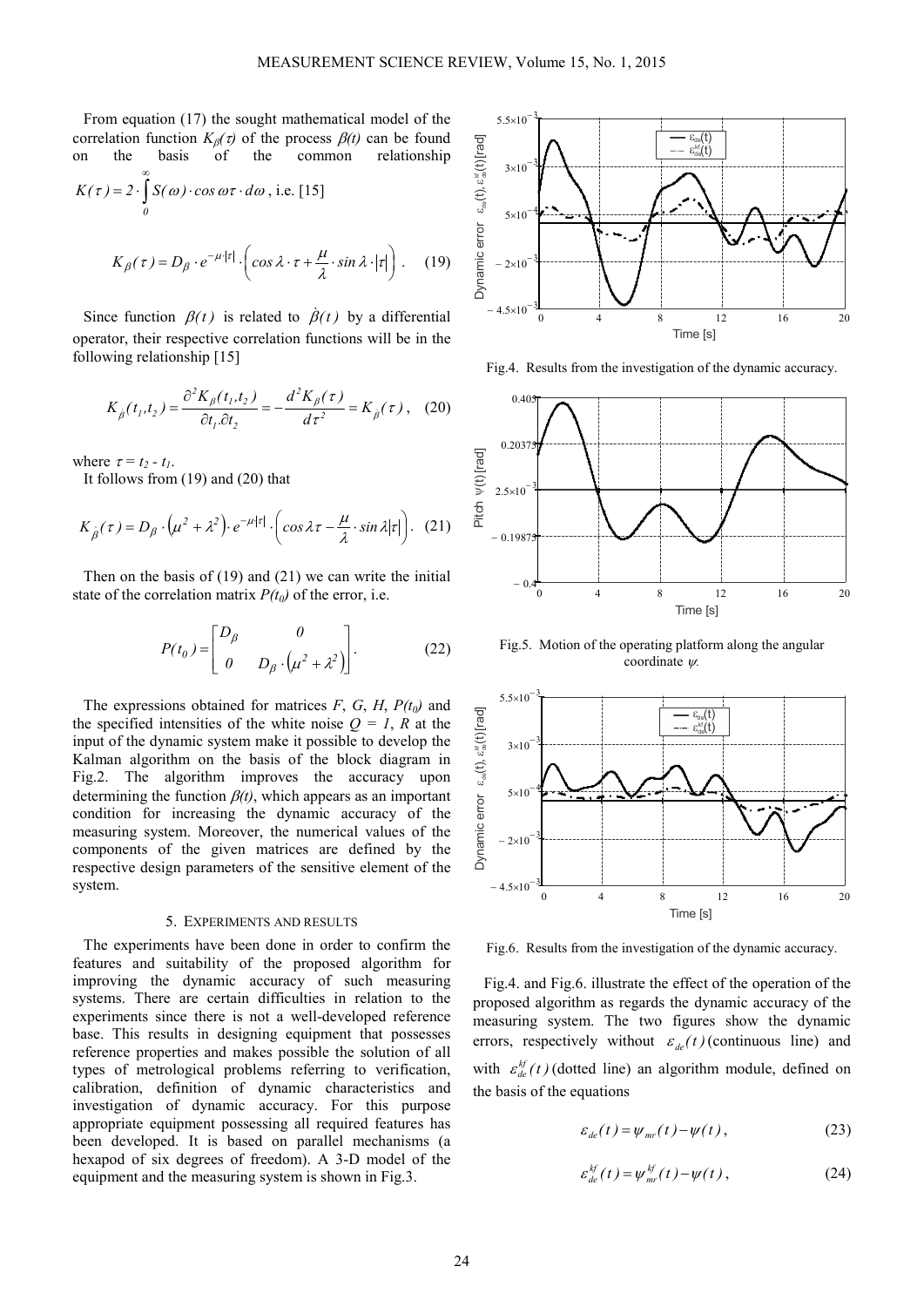From equation (17) the sought mathematical model of the correlation function $K_\beta(\tau)$ of the process $\beta(t)$ can be found on the basis of the common relationship $K(\tau) = 2 \cdot \int_0^\infty S(\omega) \cdot \cos \omega\tau \cdot d\omega$, i.e. [15]

$$K_\beta(\tau) = D_\beta \cdot e^{-\mu \cdot |\tau|} \cdot \left( \cos \lambda \cdot \tau + \frac{\mu}{\lambda} \cdot \sin \lambda \cdot |\tau| \right). \quad (19)$$

Since function $\beta(t)$ is related to $\dot{\beta}(t)$ by a differential operator, their respective correlation functions will be in the following relationship [15]

$$K_{\dot{\beta}}(t_1, t_2) = \frac{\partial^2 K_\beta(t_1, t_2)}{\partial t_1 . \partial t_2} = -\frac{d^2 K_\beta(\tau)}{d\tau^2} = K_{\dot{\beta}}(\tau), \quad (20)$$

where $\tau = t_2 - t_1$.

It follows from (19) and (20) that

$$K_{\dot{\beta}}(\tau) = D_\beta \cdot \left(\mu^2 + \lambda^2\right) \cdot e^{-\mu|\tau|} \cdot \left( \cos \lambda\tau - \frac{\mu}{\lambda} \cdot \sin \lambda|\tau| \right). \quad (21)$$

Then on the basis of (19) and (21) we can write the initial state of the correlation matrix $P(t_0)$ of the error, i.e.

$$P(t_0) = \begin{bmatrix} D_\beta & 0 \\ 0 & D_\beta \cdot \left(\mu^2 + \lambda^2\right) \end{bmatrix}. \quad (22)$$

The expressions obtained for matrices $F$, $G$, $H$, $P(t_0)$ and the specified intensities of the white noise $Q = 1$, $R$ at the input of the dynamic system make it possible to develop the Kalman algorithm on the basis of the block diagram in Fig.2. The algorithm improves the accuracy upon determining the function $\beta(t)$, which appears as an important condition for increasing the dynamic accuracy of the measuring system. Moreover, the numerical values of the components of the given matrices are defined by the respective design parameters of the sensitive element of the system.

## 5. Experiments and results

The experiments have been done in order to confirm the features and suitability of the proposed algorithm for improving the dynamic accuracy of such measuring systems. There are certain difficulties in relation to the experiments since there is not a well-developed reference base. This results in designing equipment that possesses reference properties and makes possible the solution of all types of metrological problems referring to verification, calibration, definition of dynamic characteristics and investigation of dynamic accuracy. For this purpose appropriate equipment possessing all required features has been developed. It is based on parallel mechanisms (a hexapod of six degrees of freedom). A 3-D model of the equipment and the measuring system is shown in Fig.3.

Fig.4. Results from the investigation of the dynamic accuracy.

Fig.5. Motion of the operating platform along the angular coordinate $\psi$.

Fig.6. Results from the investigation of the dynamic accuracy.

Fig.4. and Fig.6. illustrate the effect of the operation of the proposed algorithm as regards the dynamic accuracy of the measuring system. The two figures show the dynamic errors, respectively without $\varepsilon_{de}(t)$ (continuous line) and with $\varepsilon_{de}^{kf}(t)$ (dotted line) an algorithm module, defined on the basis of the equations

$$\varepsilon_{de}(t) = \psi_{mr}(t) - \psi(t), \quad (23)$$

$$\varepsilon_{de}^{kf}(t) = \psi_{mr}^{kf}(t) - \psi(t), \quad (24)$$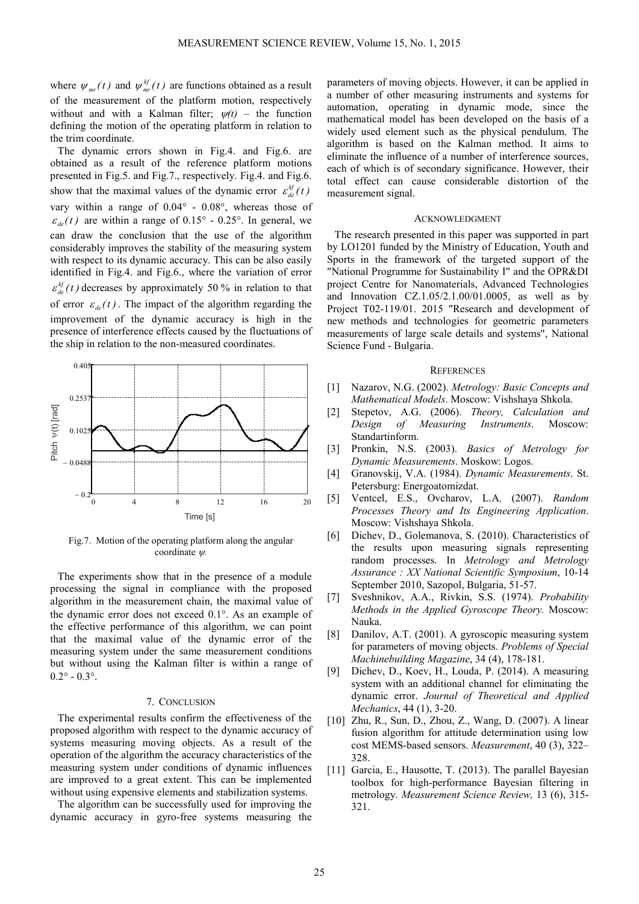where $\psi_{mr}(t)$ and $\psi_{mr}^{kf}(t)$ are functions obtained as a result of the measurement of the platform motion, respectively without and with a Kalman filter; $\psi(t)$ – the function defining the motion of the operating platform in relation to the trim coordinate.

The dynamic errors shown in Fig.4. and Fig.6. are obtained as a result of the reference platform motions presented in Fig.5. and Fig.7., respectively. Fig.4. and Fig.6. show that the maximal values of the dynamic error $\varepsilon_{de}^{kf}(t)$ vary within a range of 0.04° - 0.08°, whereas those of $\varepsilon_{de}(t)$ are within a range of 0.15° - 0.25°. In general, we can draw the conclusion that the use of the algorithm considerably improves the stability of the measuring system with respect to its dynamic accuracy. This can be also easily identified in Fig.4. and Fig.6., where the variation of error $\varepsilon_{de}^{kf}(t)$ decreases by approximately 50 % in relation to that of error $\varepsilon_{de}(t)$. The impact of the algorithm regarding the improvement of the dynamic accuracy is high in the presence of interference effects caused by the fluctuations of the ship in relation to the non-measured coordinates.

Fig.7. Motion of the operating platform along the angular coordinate $\psi$.

The experiments show that in the presence of a module processing the signal in compliance with the proposed algorithm in the measurement chain, the maximal value of the dynamic error does not exceed 0.1°. As an example of the effective performance of this algorithm, we can point that the maximal value of the dynamic error of the measuring system under the same measurement conditions but without using the Kalman filter is within a range of 0.2° - 0.3°.

## 7. CONCLUSION

The experimental results confirm the effectiveness of the proposed algorithm with respect to the dynamic accuracy of systems measuring moving objects. As a result of the operation of the algorithm the accuracy characteristics of the measuring system under conditions of dynamic influences are improved to a great extent. This can be implemented without using expensive elements and stabilization systems.

The algorithm can be successfully used for improving the dynamic accuracy in gyro-free systems measuring the parameters of moving objects. However, it can be applied in a number of other measuring instruments and systems for automation, operating in dynamic mode, since the mathematical model has been developed on the basis of a widely used element such as the physical pendulum. The algorithm is based on the Kalman method. It aims to eliminate the influence of a number of interference sources, each of which is of secondary significance. However, their total effect can cause considerable distortion of the measurement signal.

## ACKNOWLEDGMENT

The research presented in this paper was supported in part by LO1201 funded by the Ministry of Education, Youth and Sports in the framework of the targeted support of the "National Programme for Sustainability I" and the OPR&DI project Centre for Nanomaterials, Advanced Technologies and Innovation CZ.1.05/2.1.00/01.0005, as well as by Project T02-119/01. 2015 "Research and development of new methods and technologies for geometric parameters measurements of large scale details and systems", National Science Fund - Bulgaria.

## REFERENCES

[1] Nazarov, N.G. (2002). *Metrology: Basic Concepts and Mathematical Models*. Moscow: Vishshaya Shkola.

[2] Stepetov, A.G. (2006). *Theory, Calculation and Design of Measuring Instruments*. Moscow: Standartinform.

[3] Pronkin, N.S. (2003). *Basics of Metrology for Dynamic Measurements*. Moskow: Logos.

[4] Granovskij, V.A. (1984). *Dynamic Measurements*. St. Petersburg: Energoatomizdat.

[5] Ventcel, E.S., Ovcharov, L.A. (2007). *Random Processes Theory and Its Engineering Application*. Moscow: Vishshaya Shkola.

[6] Dichev, D., Golemanova, S. (2010). Characteristics of the results upon measuring signals representing random processes. In *Metrology and Metrology Assurance : XX National Scientific Symposium*, 10-14 September 2010, Sazopol, Bulgaria, 51-57.

[7] Sveshnikov, A.A., Rivkin, S.S. (1974). *Probability Methods in the Applied Gyroscope Theory.* Moscow: Nauka.

[8] Danilov, A.T. (2001). A gyroscopic measuring system for parameters of moving objects. *Problems of Special Machinebuilding Magazine*, 34 (4), 178-181.

[9] Dichev, D., Koev, H., Louda, P. (2014). A measuring system with an additional channel for eliminating the dynamic error. *Journal of Theoretical and Applied Mechanics*, 44 (1), 3-20.

[10] Zhu, R., Sun, D., Zhou, Z., Wang, D. (2007). A linear fusion algorithm for attitude determination using low cost MEMS-based sensors. *Measurement*, 40 (3), 322–328.

[11] Garcia, E., Hausotte, T. (2013). The parallel Bayesian toolbox for high-performance Bayesian filtering in metrology. *Measurement Science Review,* 13 (6), 315-321.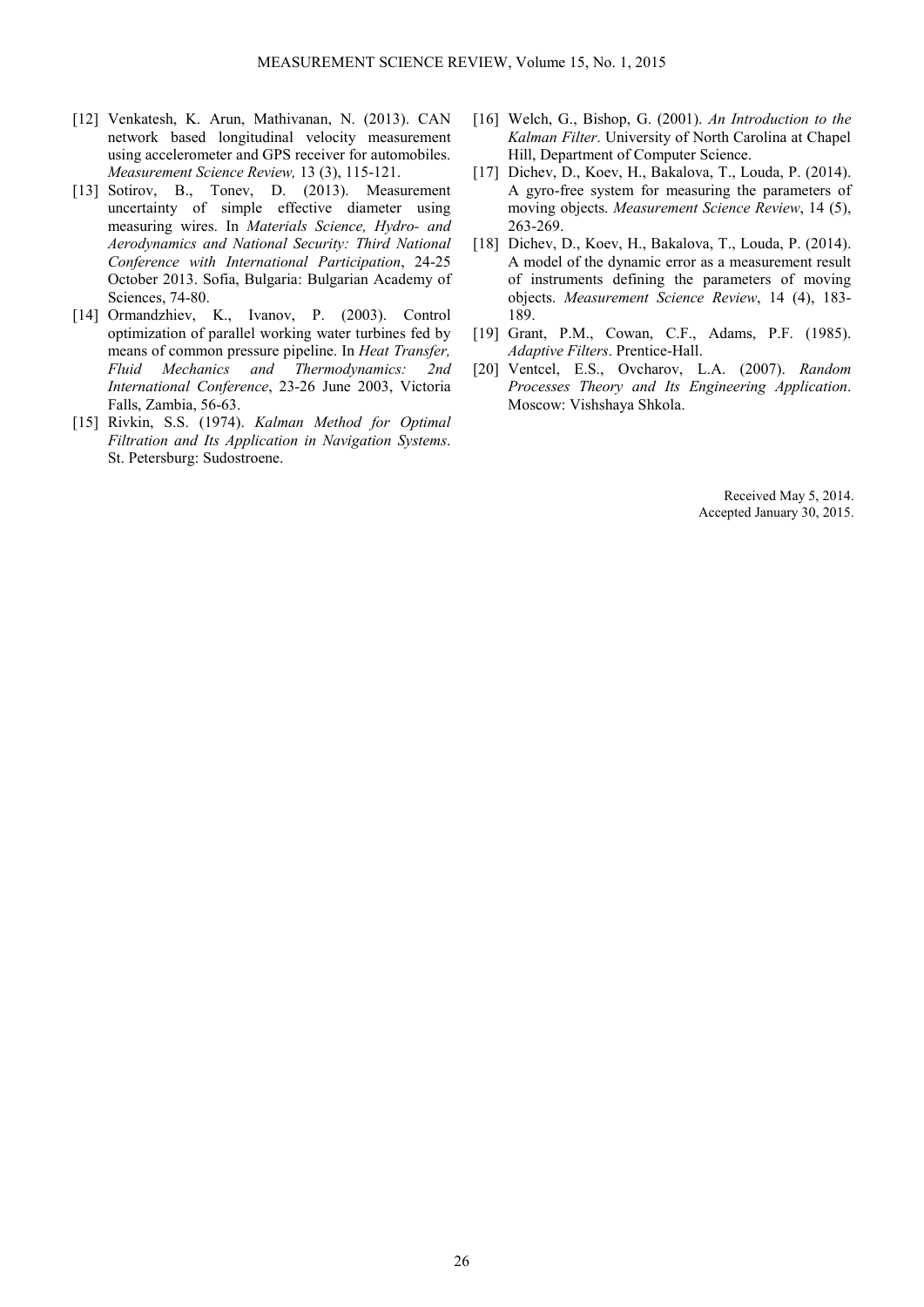[12] Venkatesh, K. Arun, Mathivanan, N. (2013). CAN network based longitudinal velocity measurement using accelerometer and GPS receiver for automobiles. *Measurement Science Review,* 13 (3), 115-121.

[13] Sotirov, B., Tonev, D. (2013). Measurement uncertainty of simple effective diameter using measuring wires. In *Materials Science, Hydro- and Aerodynamics and National Security: Third National Conference with International Participation*, 24-25 October 2013. Sofia, Bulgaria: Bulgarian Academy of Sciences, 74-80.

[14] Ormandzhiev, K., Ivanov, P. (2003). Control optimization of parallel working water turbines fed by means of common pressure pipeline. In *Heat Transfer, Fluid Mechanics and Thermodynamics: 2nd International Conference*, 23-26 June 2003, Victoria Falls, Zambia, 56-63.

[15] Rivkin, S.S. (1974). *Kalman Method for Optimal Filtration and Its Application in Navigation Systems*. St. Petersburg: Sudostroene.

[16] Welch, G., Bishop, G. (2001). *An Introduction to the Kalman Filter*. University of North Carolina at Chapel Hill, Department of Computer Science.

[17] Dichev, D., Koev, H., Bakalova, T., Louda, P. (2014). A gyro-free system for measuring the parameters of moving objects. *Measurement Science Review*, 14 (5), 263-269.

[18] Dichev, D., Koev, H., Bakalova, T., Louda, P. (2014). A model of the dynamic error as a measurement result of instruments defining the parameters of moving objects. *Measurement Science Review*, 14 (4), 183-189.

[19] Grant, P.M., Cowan, C.F., Adams, P.F. (1985). *Adaptive Filters*. Prentice-Hall.

[20] Ventcel, E.S., Ovcharov, L.A. (2007). *Random Processes Theory and Its Engineering Application*. Moscow: Vishshaya Shkola.

Received May 5, 2014.
Accepted January 30, 2015.